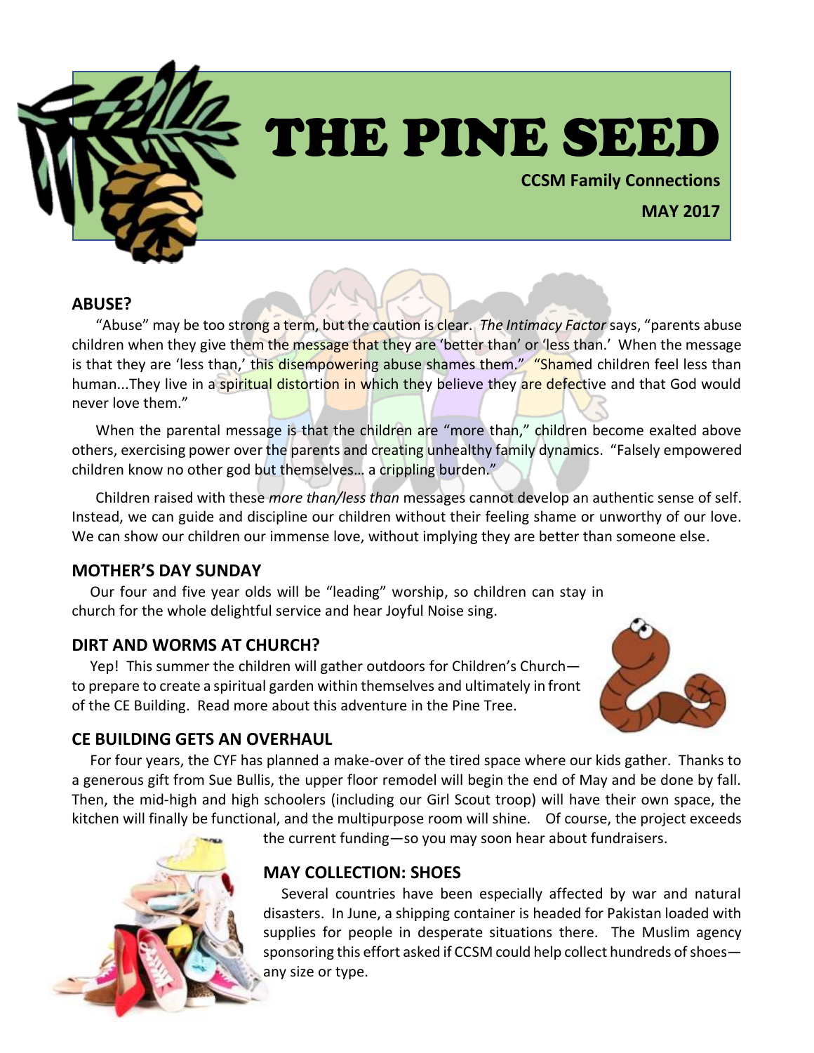# THE PINE SEED

**CCSM Family Connections**

**MAY 2017**

## ABUSE?

"Abuse" may be too strong a term, but the caution is clear. *The Intimacy Factor* says, "parents abuse children when they give them the message that they are 'better than' or 'less than.' When the message is that they are 'less than,' this disempowering abuse shames them." "Shamed children feel less than human...They live in a spiritual distortion in which they believe they are defective and that God would never love them."

When the parental message is that the children are "more than," children become exalted above others, exercising power over the parents and creating unhealthy family dynamics. "Falsely empowered children know no other god but themselves… a crippling burden."

Children raised with these *more than/less than* messages cannot develop an authentic sense of self. Instead, we can guide and discipline our children without their feeling shame or unworthy of our love. We can show our children our immense love, without implying they are better than someone else.

## MOTHER'S DAY SUNDAY

Our four and five year olds will be "leading" worship, so children can stay in church for the whole delightful service and hear Joyful Noise sing.

## DIRT AND WORMS AT CHURCH?

Yep! This summer the children will gather outdoors for Children's Church—to prepare to create a spiritual garden within themselves and ultimately in front of the CE Building. Read more about this adventure in the Pine Tree.

## CE BUILDING GETS AN OVERHAUL

For four years, the CYF has planned a make-over of the tired space where our kids gather. Thanks to a generous gift from Sue Bullis, the upper floor remodel will begin the end of May and be done by fall. Then, the mid-high and high schoolers (including our Girl Scout troop) will have their own space, the kitchen will finally be functional, and the multipurpose room will shine. Of course, the project exceeds the current funding—so you may soon hear about fundraisers.

## MAY COLLECTION: SHOES

Several countries have been especially affected by war and natural disasters. In June, a shipping container is headed for Pakistan loaded with supplies for people in desperate situations there. The Muslim agency sponsoring this effort asked if CCSM could help collect hundreds of shoes—any size or type.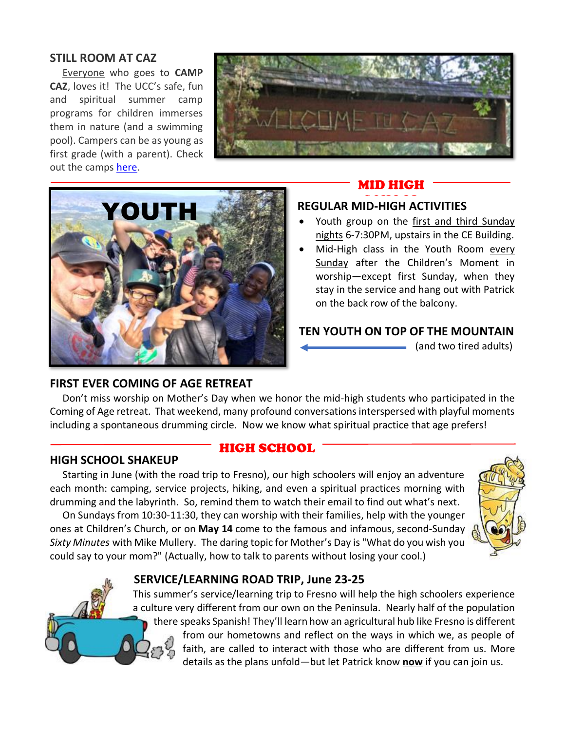## STILL ROOM AT CAZ

Everyone who goes to **CAMP CAZ**, loves it! The UCC's safe, fun and spiritual summer camp programs for children immerses them in nature (and a swimming pool). Campers can be as young as first grade (with a parent). Check out the camps here.

## MID HIGH

### REGULAR MID-HIGH ACTIVITIES

- Youth group on the first and third Sunday nights 6-7:30PM, upstairs in the CE Building.
- Mid-High class in the Youth Room every Sunday after the Children's Moment in worship—except first Sunday, when they stay in the service and hang out with Patrick on the back row of the balcony.

### TEN YOUTH ON TOP OF THE MOUNTAIN

(and two tired adults)

### FIRST EVER COMING OF AGE RETREAT

Don't miss worship on Mother's Day when we honor the mid-high students who participated in the Coming of Age retreat. That weekend, many profound conversations interspersed with playful moments including a spontaneous drumming circle. Now we know what spiritual practice that age prefers!

## HIGH SCHOOL

### HIGH SCHOOL SHAKEUP

Starting in June (with the road trip to Fresno), our high schoolers will enjoy an adventure each month: camping, service projects, hiking, and even a spiritual practices morning with drumming and the labyrinth. So, remind them to watch their email to find out what's next.

On Sundays from 10:30-11:30, they can worship with their families, help with the younger ones at Children's Church, or on **May 14** come to the famous and infamous, second-Sunday *Sixty Minutes* with Mike Mullery. The daring topic for Mother's Day is "What do you wish you could say to your mom?" (Actually, how to talk to parents without losing your cool.)

### SERVICE/LEARNING ROAD TRIP, June 23-25

This summer's service/learning trip to Fresno will help the high schoolers experience a culture very different from our own on the Peninsula. Nearly half of the population there speaks Spanish! They'll learn how an agricultural hub like Fresno is different from our hometowns and reflect on the ways in which we, as people of faith, are called to interact with those who are different from us. More details as the plans unfold—but let Patrick know **now** if you can join us.